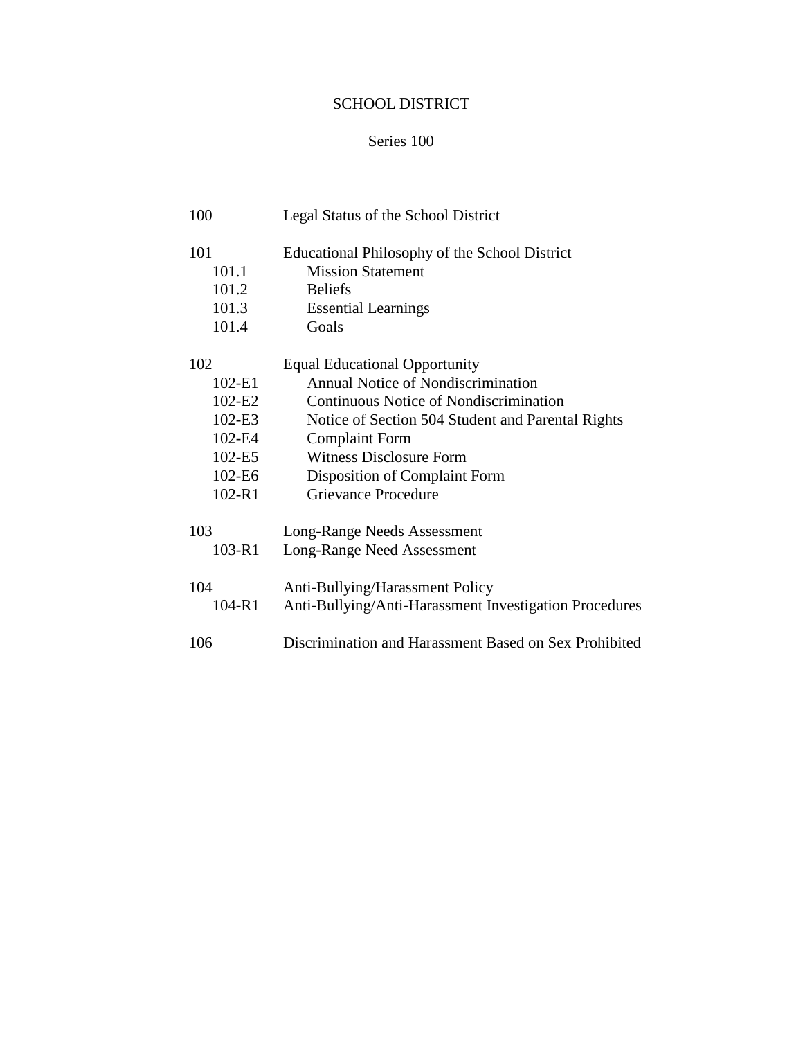# SCHOOL DISTRICT

## Series 100

| | |
|---|---|
| 100 | Legal Status of the School District |
| 101 | Educational Philosophy of the School District |
| 101.1 | Mission Statement |
| 101.2 | Beliefs |
| 101.3 | Essential Learnings |
| 101.4 | Goals |
| 102 | Equal Educational Opportunity |
| 102-E1 | Annual Notice of Nondiscrimination |
| 102-E2 | Continuous Notice of Nondiscrimination |
| 102-E3 | Notice of Section 504 Student and Parental Rights |
| 102-E4 | Complaint Form |
| 102-E5 | Witness Disclosure Form |
| 102-E6 | Disposition of Complaint Form |
| 102-R1 | Grievance Procedure |
| 103 | Long-Range Needs Assessment |
| 103-R1 | Long-Range Need Assessment |
| 104 | Anti-Bullying/Harassment Policy |
| 104-R1 | Anti-Bullying/Anti-Harassment Investigation Procedures |
| 106 | Discrimination and Harassment Based on Sex Prohibited |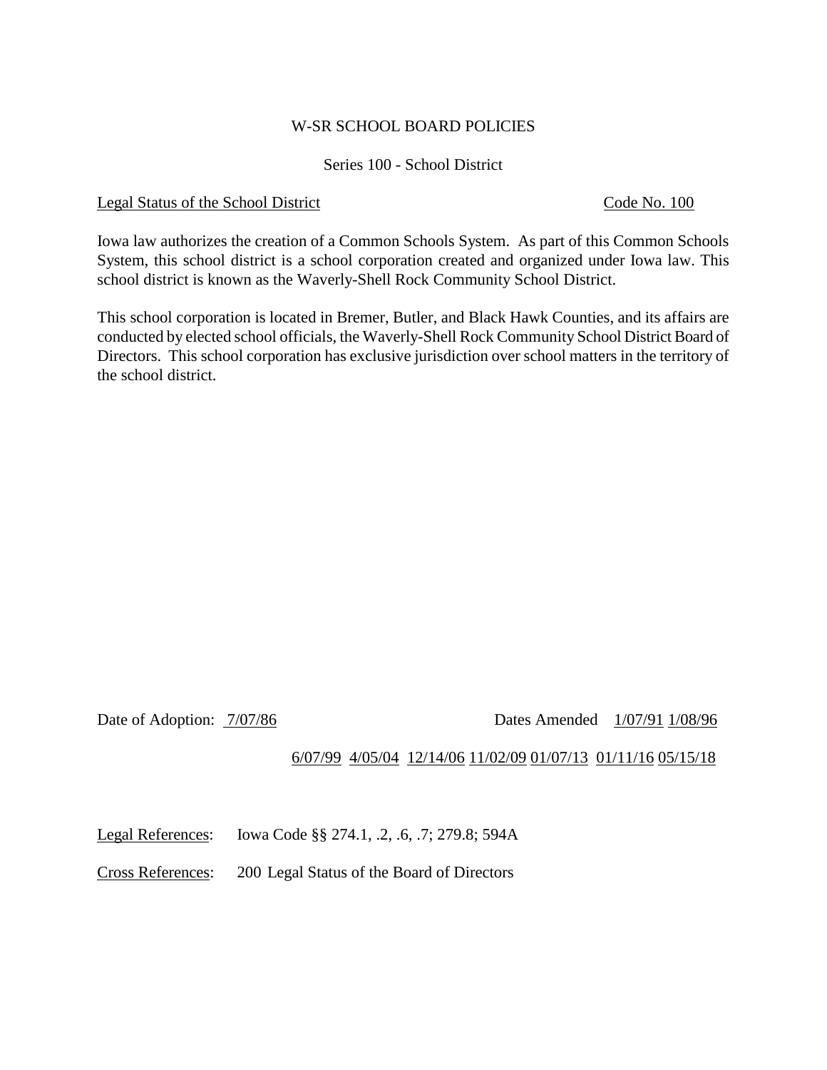W-SR SCHOOL BOARD POLICIES

Series 100 - School District

Legal Status of the School District — Code No. 100

Iowa law authorizes the creation of a Common Schools System. As part of this Common Schools System, this school district is a school corporation created and organized under Iowa law. This school district is known as the Waverly-Shell Rock Community School District.

This school corporation is located in Bremer, Butler, and Black Hawk Counties, and its affairs are conducted by elected school officials, the Waverly-Shell Rock Community School District Board of Directors. This school corporation has exclusive jurisdiction over school matters in the territory of the school district.

Date of Adoption: 7/07/86

Dates Amended 1/07/91 1/08/96 6/07/99 4/05/04 12/14/06 11/02/09 01/07/13 01/11/16 05/15/18

Legal References: Iowa Code §§ 274.1, .2, .6, .7; 279.8; 594A

Cross References: 200 Legal Status of the Board of Directors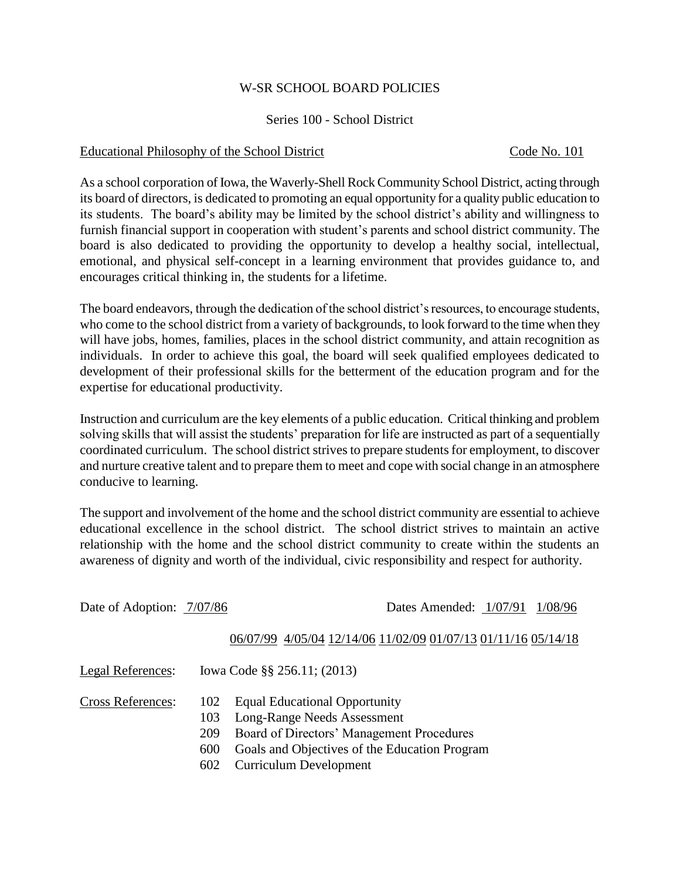W-SR SCHOOL BOARD POLICIES

Series 100 - School District

Educational Philosophy of the School District　　　　　　　　　　　　Code No. 101

As a school corporation of Iowa, the Waverly-Shell Rock Community School District, acting through its board of directors, is dedicated to promoting an equal opportunity for a quality public education to its students. The board's ability may be limited by the school district's ability and willingness to furnish financial support in cooperation with student's parents and school district community. The board is also dedicated to providing the opportunity to develop a healthy social, intellectual, emotional, and physical self-concept in a learning environment that provides guidance to, and encourages critical thinking in, the students for a lifetime.

The board endeavors, through the dedication of the school district's resources, to encourage students, who come to the school district from a variety of backgrounds, to look forward to the time when they will have jobs, homes, families, places in the school district community, and attain recognition as individuals. In order to achieve this goal, the board will seek qualified employees dedicated to development of their professional skills for the betterment of the education program and for the expertise for educational productivity.

Instruction and curriculum are the key elements of a public education. Critical thinking and problem solving skills that will assist the students' preparation for life are instructed as part of a sequentially coordinated curriculum. The school district strives to prepare students for employment, to discover and nurture creative talent and to prepare them to meet and cope with social change in an atmosphere conducive to learning.

The support and involvement of the home and the school district community are essential to achieve educational excellence in the school district. The school district strives to maintain an active relationship with the home and the school district community to create within the students an awareness of dignity and worth of the individual, civic responsibility and respect for authority.

Date of Adoption: 7/07/86　　　　Dates Amended: 1/07/91 1/08/96 06/07/99 4/05/04 12/14/06 11/02/09 01/07/13 01/11/16 05/14/18

Legal References: Iowa Code §§ 256.11; (2013)

Cross References:
- 102 Equal Educational Opportunity
- 103 Long-Range Needs Assessment
- 209 Board of Directors' Management Procedures
- 600 Goals and Objectives of the Education Program
- 602 Curriculum Development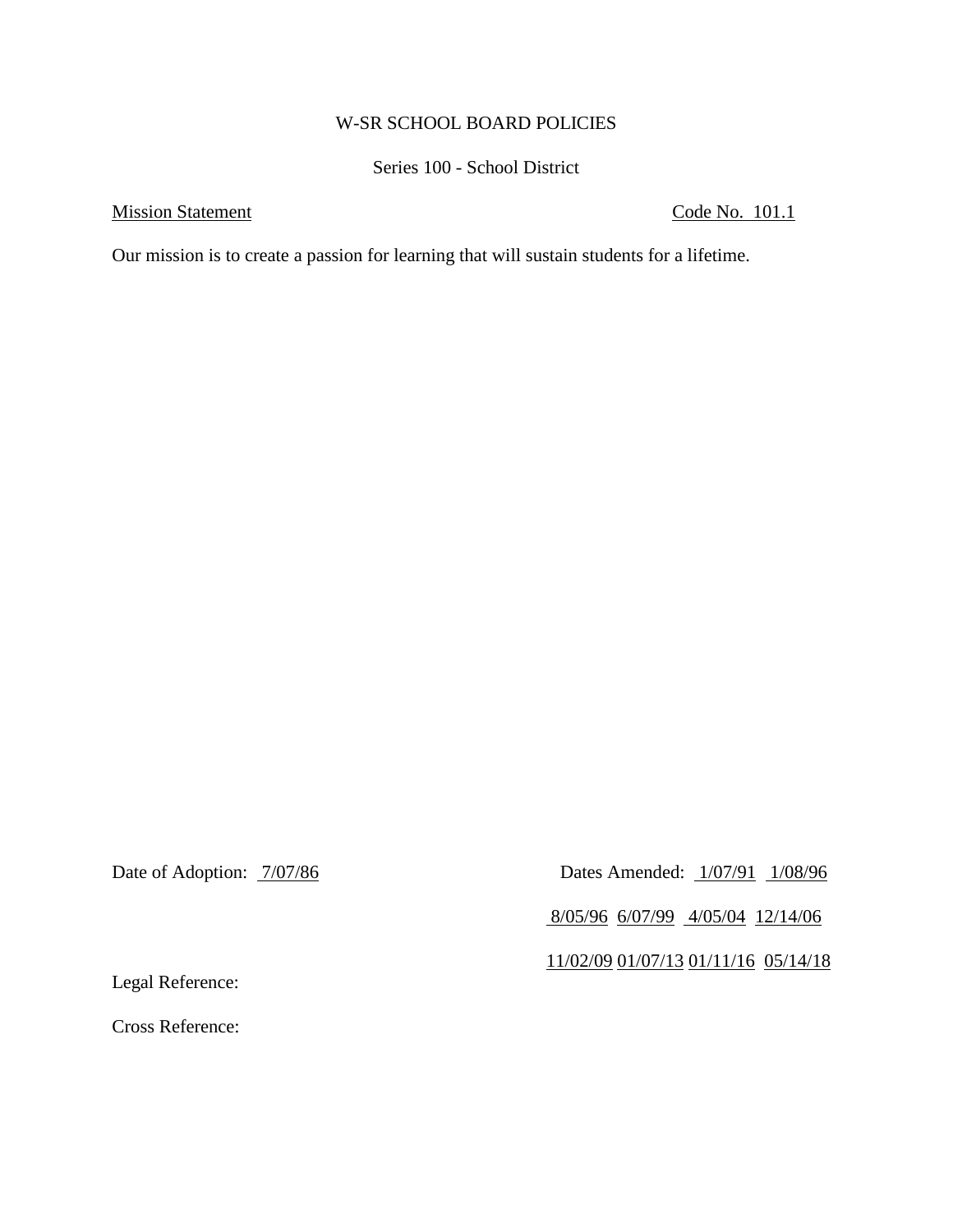W-SR SCHOOL BOARD POLICIES

Series 100 - School District

Mission Statement | Code No. 101.1

Our mission is to create a passion for learning that will sustain students for a lifetime.

Date of Adoption: 7/07/86

Dates Amended: 1/07/91 1/08/96 8/05/96 6/07/99 4/05/04 12/14/06 11/02/09 01/07/13 01/11/16 05/14/18

Legal Reference:

Cross Reference: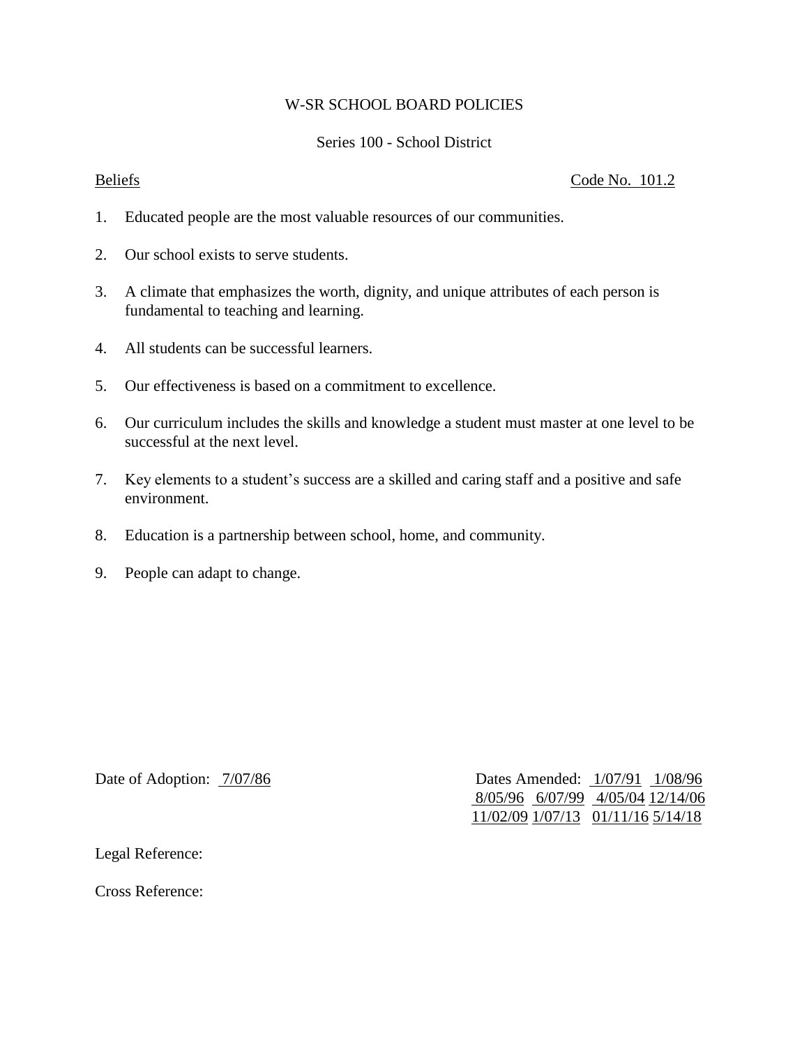W-SR SCHOOL BOARD POLICIES

Series 100 - School District

Beliefs Code No. 101.2

1. Educated people are the most valuable resources of our communities.

2. Our school exists to serve students.

3. A climate that emphasizes the worth, dignity, and unique attributes of each person is fundamental to teaching and learning.

4. All students can be successful learners.

5. Our effectiveness is based on a commitment to excellence.

6. Our curriculum includes the skills and knowledge a student must master at one level to be successful at the next level.

7. Key elements to a student's success are a skilled and caring staff and a positive and safe environment.

8. Education is a partnership between school, home, and community.

9. People can adapt to change.

Date of Adoption: 7/07/86

Dates Amended: 1/07/91 1/08/96 8/05/96 6/07/99 4/05/04 12/14/06 11/02/09 1/07/13 01/11/16 5/14/18

Legal Reference:

Cross Reference: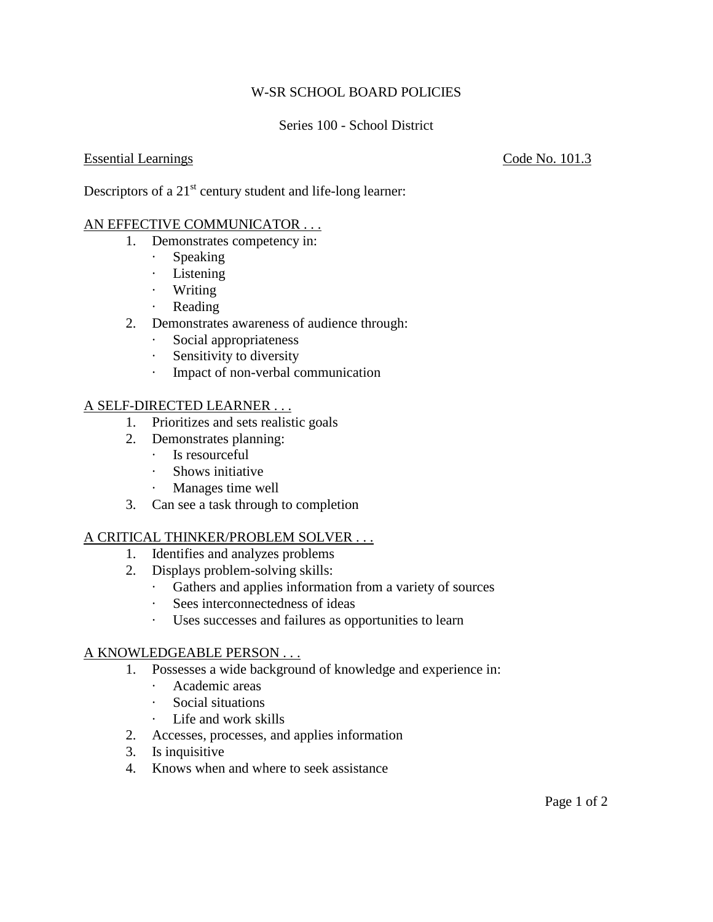W-SR SCHOOL BOARD POLICIES

Series 100 - School District

Essential Learnings — Code No. 101.3

Descriptors of a 21st century student and life-long learner:

AN EFFECTIVE COMMUNICATOR . . .

1. Demonstrates competency in:
   - Speaking
   - Listening
   - Writing
   - Reading
2. Demonstrates awareness of audience through:
   - Social appropriateness
   - Sensitivity to diversity
   - Impact of non-verbal communication

A SELF-DIRECTED LEARNER . . .

1. Prioritizes and sets realistic goals
2. Demonstrates planning:
   - Is resourceful
   - Shows initiative
   - Manages time well
3. Can see a task through to completion

A CRITICAL THINKER/PROBLEM SOLVER . . .

1. Identifies and analyzes problems
2. Displays problem-solving skills:
   - Gathers and applies information from a variety of sources
   - Sees interconnectedness of ideas
   - Uses successes and failures as opportunities to learn

A KNOWLEDGEABLE PERSON . . .

1. Possesses a wide background of knowledge and experience in:
   - Academic areas
   - Social situations
   - Life and work skills
2. Accesses, processes, and applies information
3. Is inquisitive
4. Knows when and where to seek assistance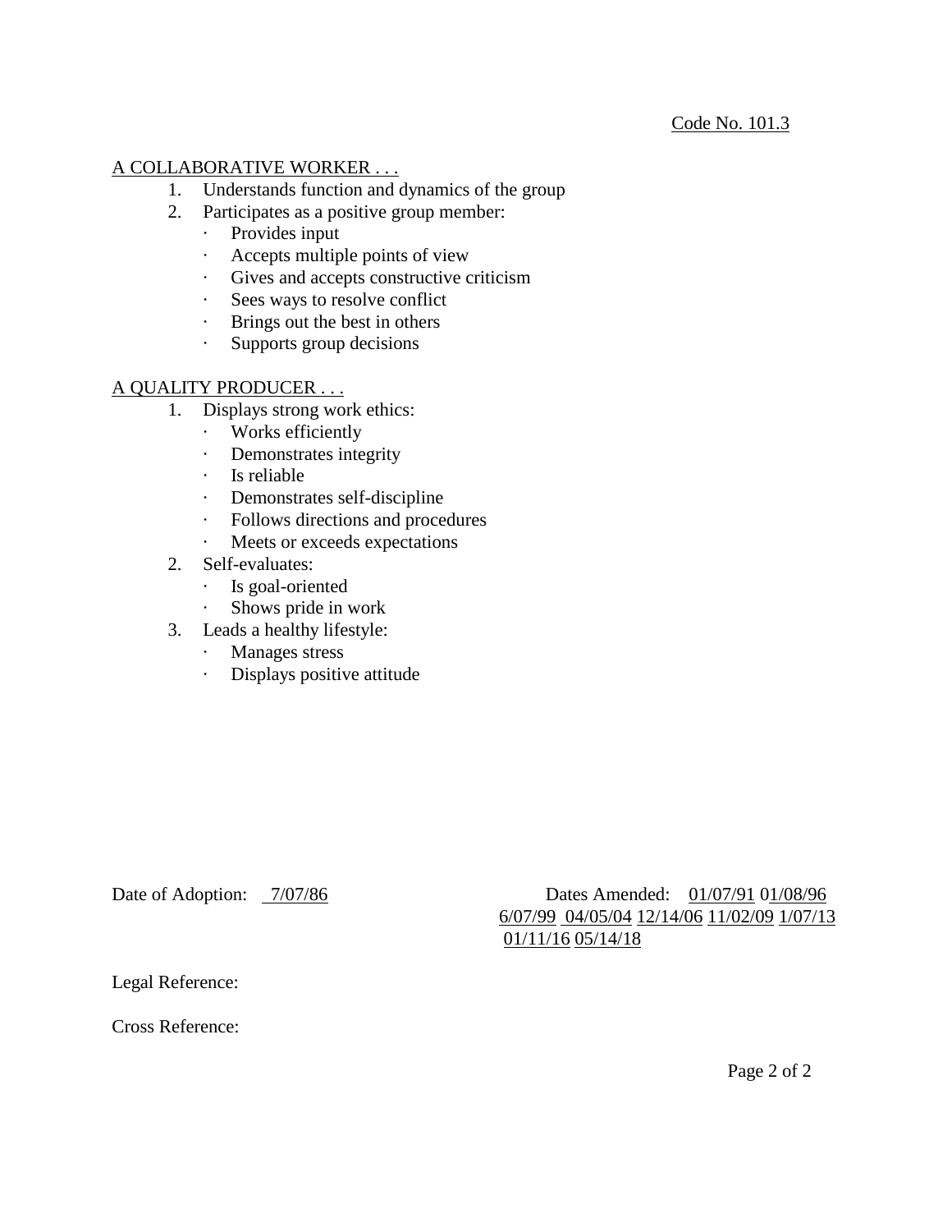Code No. 101.3

A COLLABORATIVE WORKER . . .

1. Understands function and dynamics of the group
2. Participates as a positive group member:
   - Provides input
   - Accepts multiple points of view
   - Gives and accepts constructive criticism
   - Sees ways to resolve conflict
   - Brings out the best in others
   - Supports group decisions

A QUALITY PRODUCER . . .

1. Displays strong work ethics:
   - Works efficiently
   - Demonstrates integrity
   - Is reliable
   - Demonstrates self-discipline
   - Follows directions and procedures
   - Meets or exceeds expectations
2. Self-evaluates:
   - Is goal-oriented
   - Shows pride in work
3. Leads a healthy lifestyle:
   - Manages stress
   - Displays positive attitude

Date of Adoption: 7/07/86

Dates Amended: 01/07/91 01/08/96 6/07/99 04/05/04 12/14/06 11/02/09 1/07/13 01/11/16 05/14/18

Legal Reference:

Cross Reference: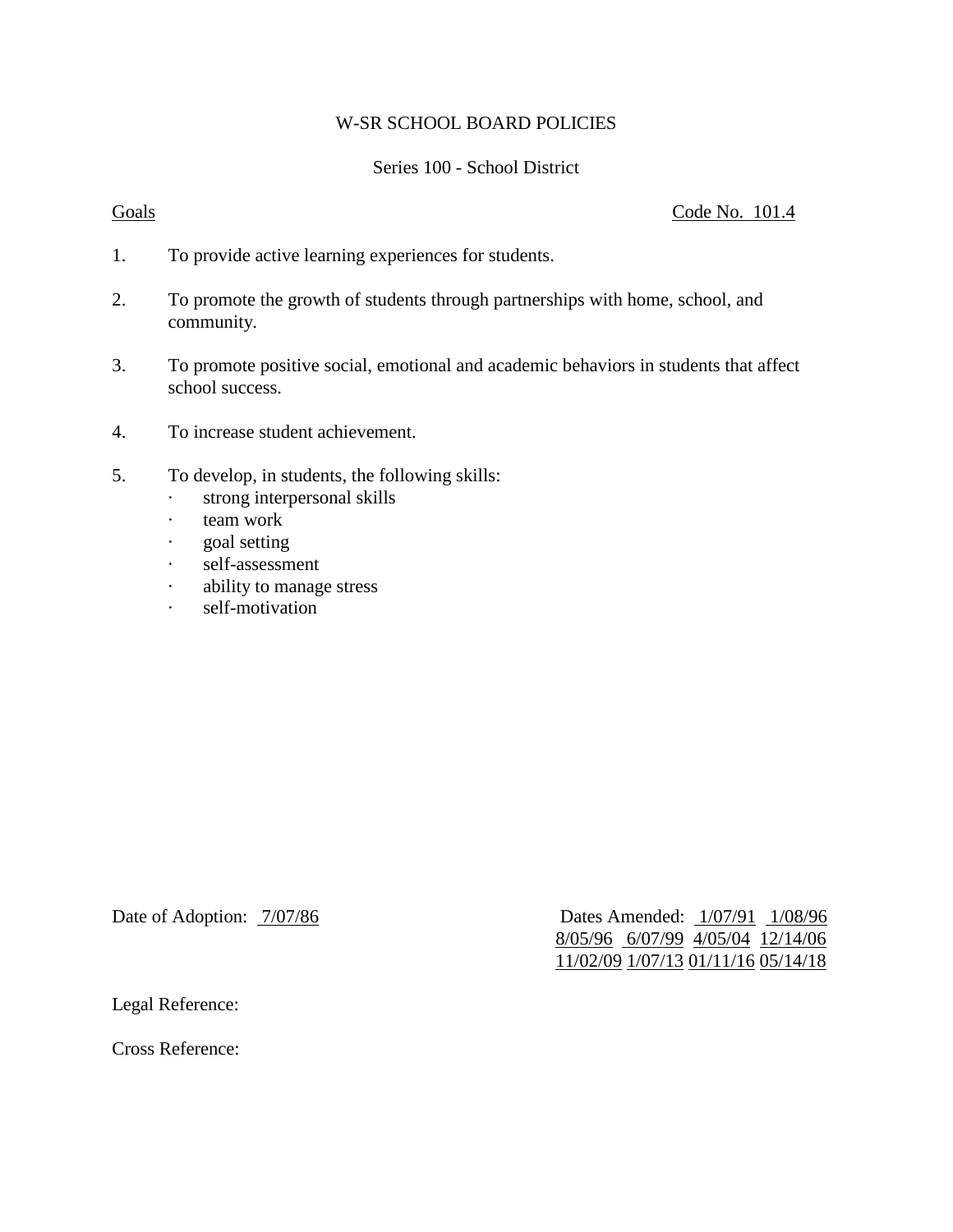W-SR SCHOOL BOARD POLICIES

Series 100 - School District

Goals — Code No. 101.4

1. To provide active learning experiences for students.

2. To promote the growth of students through partnerships with home, school, and community.

3. To promote positive social, emotional and academic behaviors in students that affect school success.

4. To increase student achievement.

5. To develop, in students, the following skills:
   - strong interpersonal skills
   - team work
   - goal setting
   - self-assessment
   - ability to manage stress
   - self-motivation

Date of Adoption: 7/07/86

Dates Amended: 1/07/91 1/08/96 8/05/96 6/07/99 4/05/04 12/14/06 11/02/09 1/07/13 01/11/16 05/14/18

Legal Reference:

Cross Reference: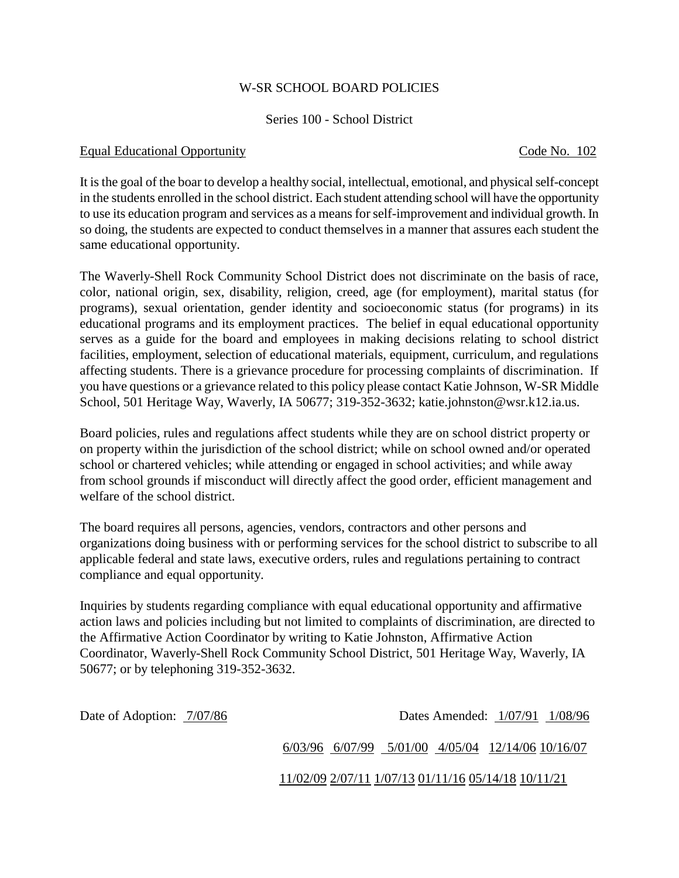W-SR SCHOOL BOARD POLICIES

Series 100 - School District

Equal Educational Opportunity Code No. 102

It is the goal of the boar to develop a healthy social, intellectual, emotional, and physical self-concept in the students enrolled in the school district. Each student attending school will have the opportunity to use its education program and services as a means for self-improvement and individual growth. In so doing, the students are expected to conduct themselves in a manner that assures each student the same educational opportunity.

The Waverly-Shell Rock Community School District does not discriminate on the basis of race, color, national origin, sex, disability, religion, creed, age (for employment), marital status (for programs), sexual orientation, gender identity and socioeconomic status (for programs) in its educational programs and its employment practices. The belief in equal educational opportunity serves as a guide for the board and employees in making decisions relating to school district facilities, employment, selection of educational materials, equipment, curriculum, and regulations affecting students. There is a grievance procedure for processing complaints of discrimination. If you have questions or a grievance related to this policy please contact Katie Johnson, W-SR Middle School, 501 Heritage Way, Waverly, IA 50677; 319-352-3632; katie.johnston@wsr.k12.ia.us.

Board policies, rules and regulations affect students while they are on school district property or on property within the jurisdiction of the school district; while on school owned and/or operated school or chartered vehicles; while attending or engaged in school activities; and while away from school grounds if misconduct will directly affect the good order, efficient management and welfare of the school district.

The board requires all persons, agencies, vendors, contractors and other persons and organizations doing business with or performing services for the school district to subscribe to all applicable federal and state laws, executive orders, rules and regulations pertaining to contract compliance and equal opportunity.

Inquiries by students regarding compliance with equal educational opportunity and affirmative action laws and policies including but not limited to complaints of discrimination, are directed to the Affirmative Action Coordinator by writing to Katie Johnston, Affirmative Action Coordinator, Waverly-Shell Rock Community School District, 501 Heritage Way, Waverly, IA 50677; or by telephoning 319-352-3632.

Date of Adoption: 7/07/86 Dates Amended: 1/07/91 1/08/96 6/03/96 6/07/99 5/01/00 4/05/04 12/14/06 10/16/07 11/02/09 2/07/11 1/07/13 01/11/16 05/14/18 10/11/21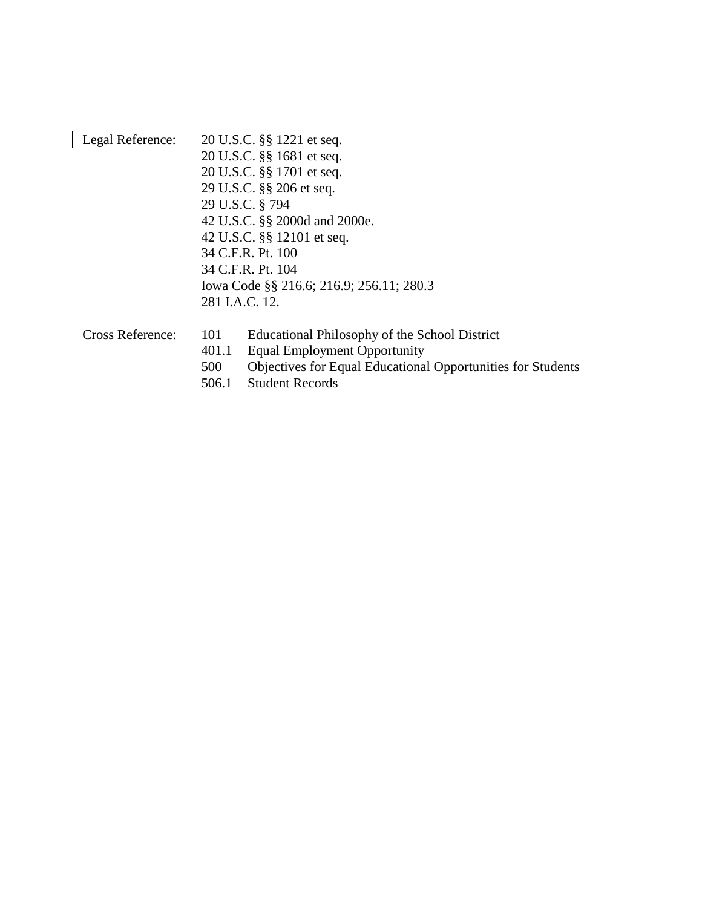Legal Reference: 20 U.S.C. §§ 1221 et seq.
20 U.S.C. §§ 1681 et seq.
20 U.S.C. §§ 1701 et seq.
29 U.S.C. §§ 206 et seq.
29 U.S.C. § 794
42 U.S.C. §§ 2000d and 2000e.
42 U.S.C. §§ 12101 et seq.
34 C.F.R. Pt. 100
34 C.F.R. Pt. 104
Iowa Code §§ 216.6; 216.9; 256.11; 280.3
281 I.A.C. 12.

Cross Reference: 101 Educational Philosophy of the School District
401.1 Equal Employment Opportunity
500 Objectives for Equal Educational Opportunities for Students
506.1 Student Records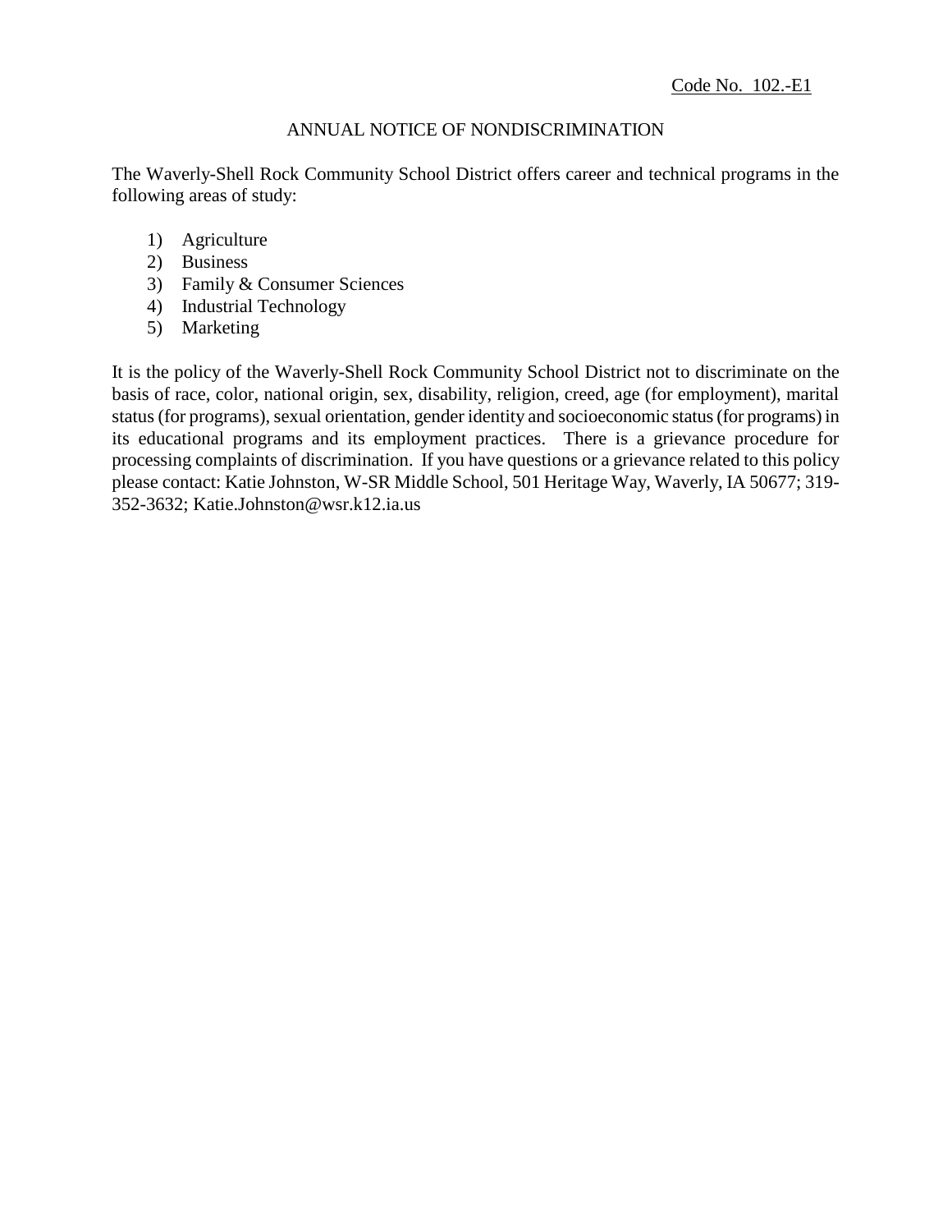Code No. 102.-E1

# ANNUAL NOTICE OF NONDISCRIMINATION

The Waverly-Shell Rock Community School District offers career and technical programs in the following areas of study:

1) Agriculture
2) Business
3) Family & Consumer Sciences
4) Industrial Technology
5) Marketing

It is the policy of the Waverly-Shell Rock Community School District not to discriminate on the basis of race, color, national origin, sex, disability, religion, creed, age (for employment), marital status (for programs), sexual orientation, gender identity and socioeconomic status (for programs) in its educational programs and its employment practices. There is a grievance procedure for processing complaints of discrimination. If you have questions or a grievance related to this policy please contact: Katie Johnston, W-SR Middle School, 501 Heritage Way, Waverly, IA 50677; 319-352-3632; Katie.Johnston@wsr.k12.ia.us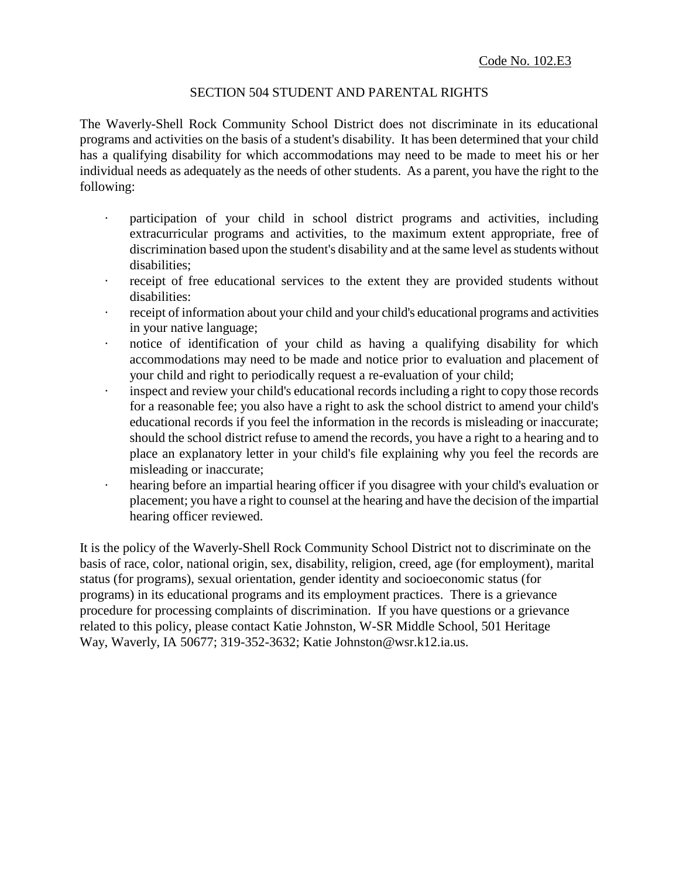Code No. 102.E3

# SECTION 504 STUDENT AND PARENTAL RIGHTS

The Waverly-Shell Rock Community School District does not discriminate in its educational programs and activities on the basis of a student's disability. It has been determined that your child has a qualifying disability for which accommodations may need to be made to meet his or her individual needs as adequately as the needs of other students. As a parent, you have the right to the following:

- participation of your child in school district programs and activities, including extracurricular programs and activities, to the maximum extent appropriate, free of discrimination based upon the student's disability and at the same level as students without disabilities;
- receipt of free educational services to the extent they are provided students without disabilities:
- receipt of information about your child and your child's educational programs and activities in your native language;
- notice of identification of your child as having a qualifying disability for which accommodations may need to be made and notice prior to evaluation and placement of your child and right to periodically request a re-evaluation of your child;
- inspect and review your child's educational records including a right to copy those records for a reasonable fee; you also have a right to ask the school district to amend your child's educational records if you feel the information in the records is misleading or inaccurate; should the school district refuse to amend the records, you have a right to a hearing and to place an explanatory letter in your child's file explaining why you feel the records are misleading or inaccurate;
- hearing before an impartial hearing officer if you disagree with your child's evaluation or placement; you have a right to counsel at the hearing and have the decision of the impartial hearing officer reviewed.

It is the policy of the Waverly-Shell Rock Community School District not to discriminate on the basis of race, color, national origin, sex, disability, religion, creed, age (for employment), marital status (for programs), sexual orientation, gender identity and socioeconomic status (for programs) in its educational programs and its employment practices. There is a grievance procedure for processing complaints of discrimination. If you have questions or a grievance related to this policy, please contact Katie Johnston, W-SR Middle School, 501 Heritage Way, Waverly, IA 50677; 319-352-3632; Katie Johnston@wsr.k12.ia.us.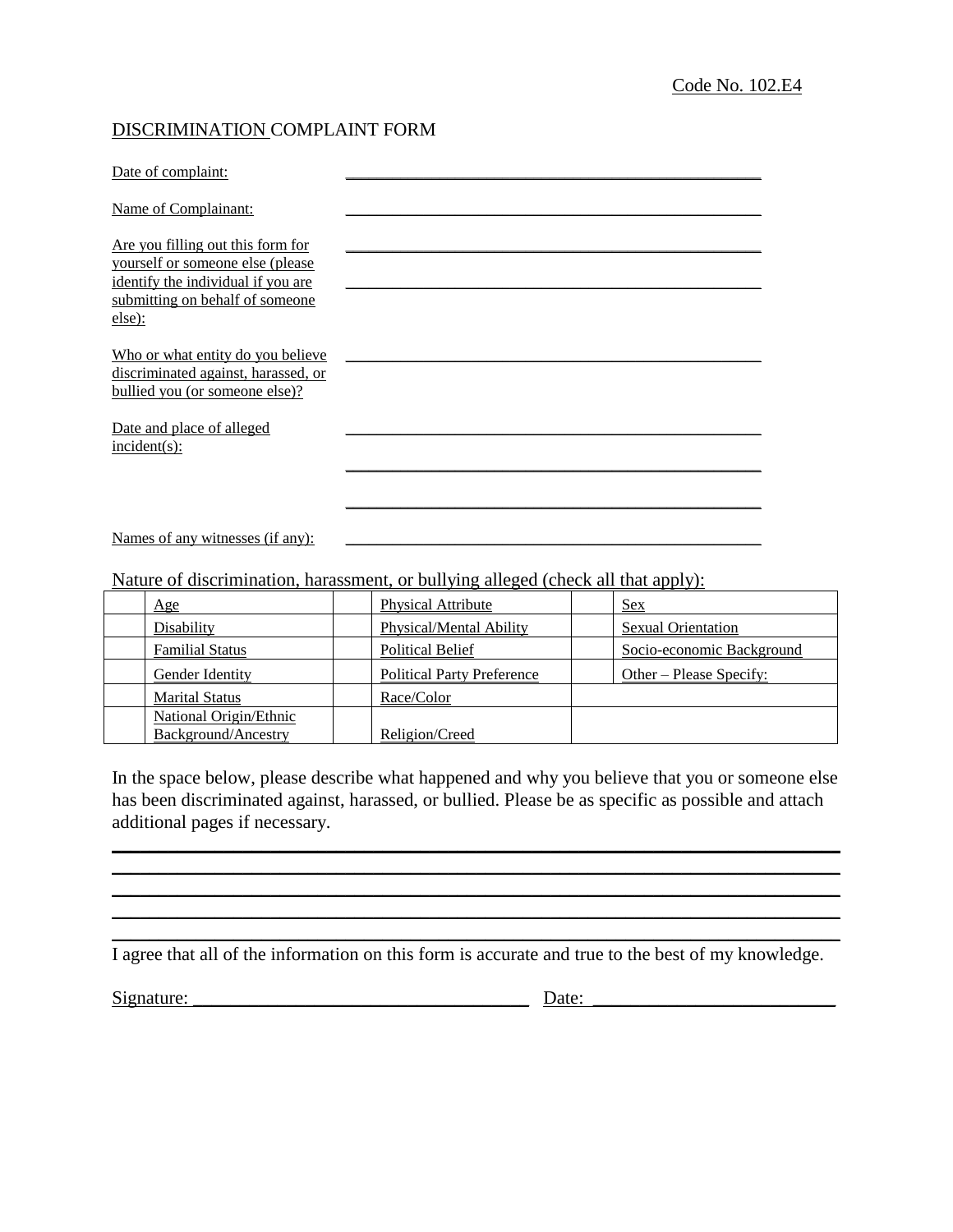Code No. 102.E4

DISCRIMINATION COMPLAINT FORM

Date of complaint: ____________________________________________

Name of Complainant: ____________________________________________

Are you filling out this form for yourself or someone else (please identify the individual if you are submitting on behalf of someone else): ____________________________________________

____________________________________________

Who or what entity do you believe discriminated against, harassed, or bullied you (or someone else)? ____________________________________________

Date and place of alleged incident(s): ____________________________________________

____________________________________________

____________________________________________

Names of any witnesses (if any): ____________________________________________

Nature of discrimination, harassment, or bullying alleged (check all that apply):

| | | | | | |
|---|---|---|---|---|---|
| | Age | | Physical Attribute | | Sex |
| | Disability | | Physical/Mental Ability | | Sexual Orientation |
| | Familial Status | | Political Belief | | Socio-economic Background |
| | Gender Identity | | Political Party Preference | | Other – Please Specify: |
| | Marital Status | | Race/Color | | |
| | National Origin/Ethnic Background/Ancestry | | Religion/Creed | | |

In the space below, please describe what happened and why you believe that you or someone else has been discriminated against, harassed, or bullied. Please be as specific as possible and attach additional pages if necessary.

______________________________________________________________________________

______________________________________________________________________________

______________________________________________________________________________

______________________________________________________________________________

______________________________________________________________________________

I agree that all of the information on this form is accurate and true to the best of my knowledge.

Signature: ________________________________ Date: ______________________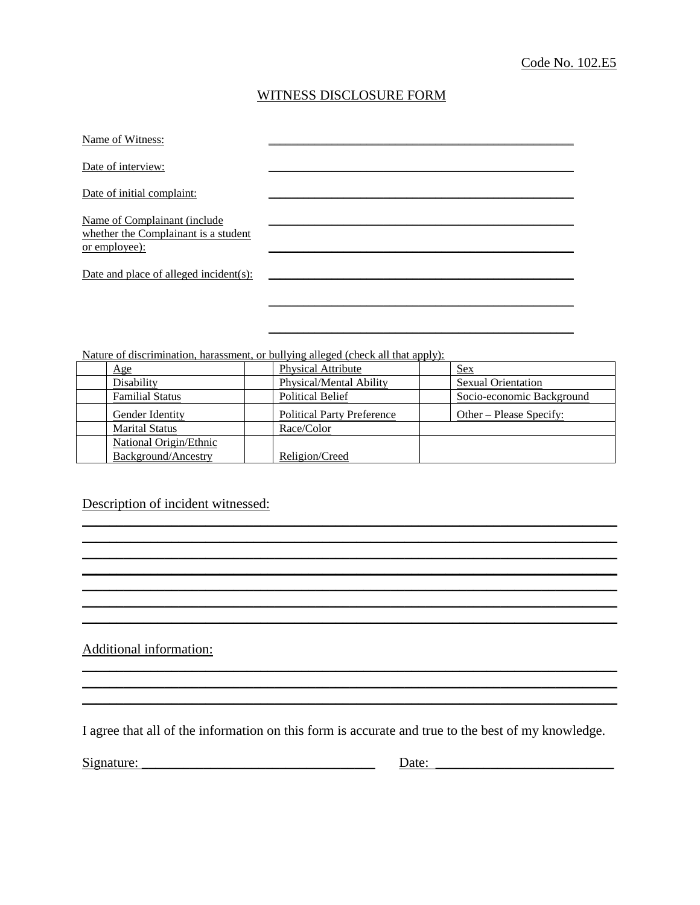Code No. 102.E5

# WITNESS DISCLOSURE FORM

Name of Witness: ____________________________________________

Date of interview: ____________________________________________

Date of initial complaint: ____________________________________________

Name of Complainant (include whether the Complainant is a student or employee): ____________________________________________
____________________________________________

Date and place of alleged incident(s): ____________________________________________
____________________________________________
____________________________________________

Nature of discrimination, harassment, or bullying alleged (check all that apply):

| | Age | | Physical Attribute | | Sex |
|---|---|---|---|---|---|
| | Disability | | Physical/Mental Ability | | Sexual Orientation |
| | Familial Status | | Political Belief | | Socio-economic Background |
| | Gender Identity | | Political Party Preference | | Other – Please Specify: |
| | Marital Status | | Race/Color | | |
| | National Origin/Ethnic Background/Ancestry | | Religion/Creed | | |

Description of incident witnessed:
____________________________________________________________________________
____________________________________________________________________________
____________________________________________________________________________
____________________________________________________________________________
____________________________________________________________________________
____________________________________________________________________________
____________________________________________________________________________

Additional information:
____________________________________________________________________________
____________________________________________________________________________
____________________________________________________________________________

I agree that all of the information on this form is accurate and true to the best of my knowledge.

Signature: ___________________________________ Date: __________________________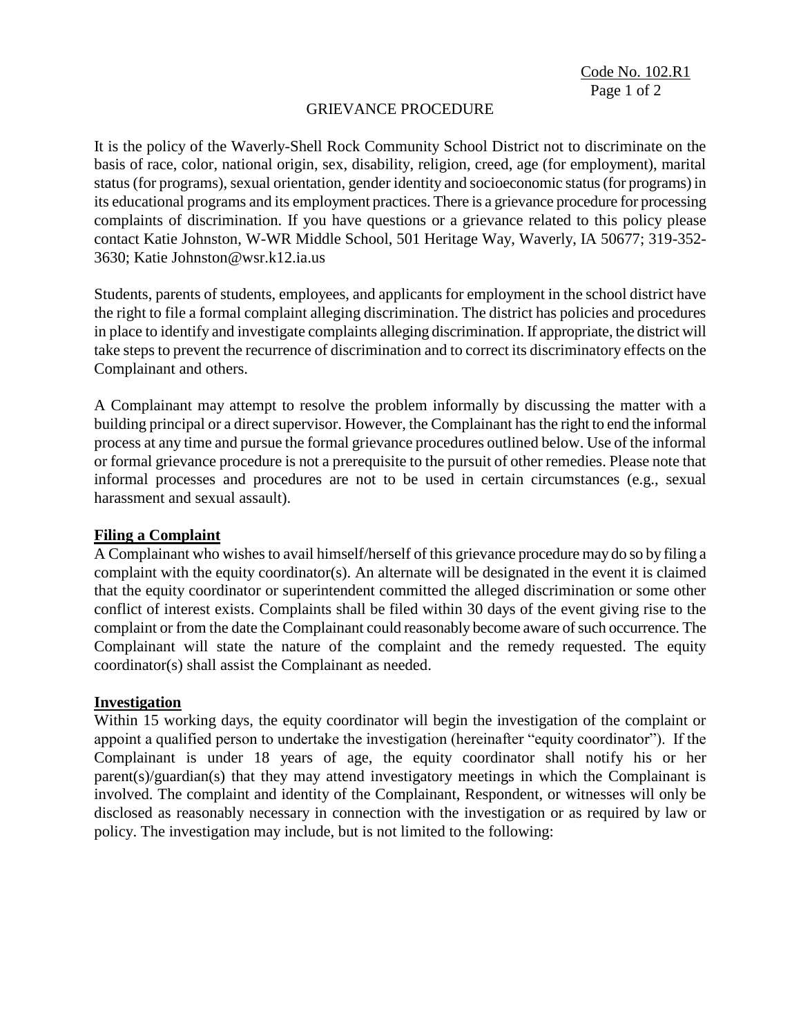Code No. 102.R1

# GRIEVANCE PROCEDURE

It is the policy of the Waverly-Shell Rock Community School District not to discriminate on the basis of race, color, national origin, sex, disability, religion, creed, age (for employment), marital status (for programs), sexual orientation, gender identity and socioeconomic status (for programs) in its educational programs and its employment practices. There is a grievance procedure for processing complaints of discrimination. If you have questions or a grievance related to this policy please contact Katie Johnston, W-WR Middle School, 501 Heritage Way, Waverly, IA 50677; 319-352-3630; Katie Johnston@wsr.k12.ia.us

Students, parents of students, employees, and applicants for employment in the school district have the right to file a formal complaint alleging discrimination. The district has policies and procedures in place to identify and investigate complaints alleging discrimination. If appropriate, the district will take steps to prevent the recurrence of discrimination and to correct its discriminatory effects on the Complainant and others.

A Complainant may attempt to resolve the problem informally by discussing the matter with a building principal or a direct supervisor. However, the Complainant has the right to end the informal process at any time and pursue the formal grievance procedures outlined below. Use of the informal or formal grievance procedure is not a prerequisite to the pursuit of other remedies. Please note that informal processes and procedures are not to be used in certain circumstances (e.g., sexual harassment and sexual assault).

## Filing a Complaint

A Complainant who wishes to avail himself/herself of this grievance procedure may do so by filing a complaint with the equity coordinator(s). An alternate will be designated in the event it is claimed that the equity coordinator or superintendent committed the alleged discrimination or some other conflict of interest exists. Complaints shall be filed within 30 days of the event giving rise to the complaint or from the date the Complainant could reasonably become aware of such occurrence. The Complainant will state the nature of the complaint and the remedy requested. The equity coordinator(s) shall assist the Complainant as needed.

## Investigation

Within 15 working days, the equity coordinator will begin the investigation of the complaint or appoint a qualified person to undertake the investigation (hereinafter "equity coordinator"). If the Complainant is under 18 years of age, the equity coordinator shall notify his or her parent(s)/guardian(s) that they may attend investigatory meetings in which the Complainant is involved. The complaint and identity of the Complainant, Respondent, or witnesses will only be disclosed as reasonably necessary in connection with the investigation or as required by law or policy. The investigation may include, but is not limited to the following: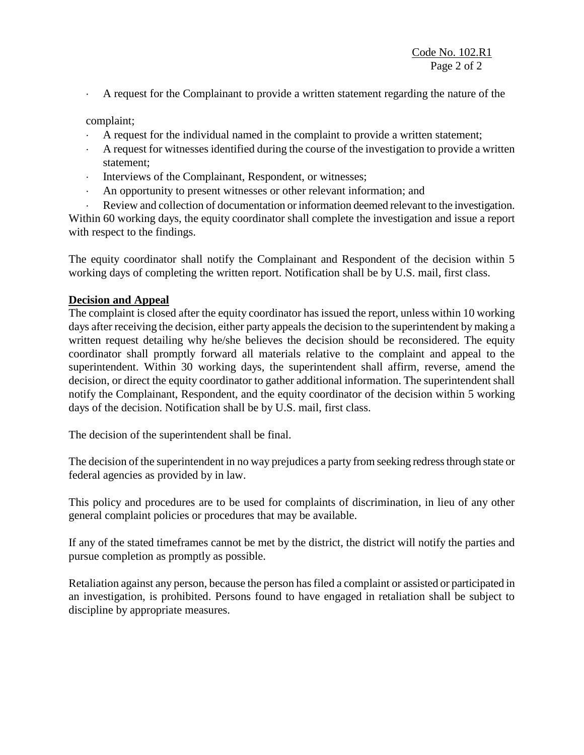- A request for the Complainant to provide a written statement regarding the nature of the complaint;
- A request for the individual named in the complaint to provide a written statement;
- A request for witnesses identified during the course of the investigation to provide a written statement;
- Interviews of the Complainant, Respondent, or witnesses;
- An opportunity to present witnesses or other relevant information; and
- Review and collection of documentation or information deemed relevant to the investigation.

Within 60 working days, the equity coordinator shall complete the investigation and issue a report with respect to the findings.

The equity coordinator shall notify the Complainant and Respondent of the decision within 5 working days of completing the written report. Notification shall be by U.S. mail, first class.

**Decision and Appeal**

The complaint is closed after the equity coordinator has issued the report, unless within 10 working days after receiving the decision, either party appeals the decision to the superintendent by making a written request detailing why he/she believes the decision should be reconsidered. The equity coordinator shall promptly forward all materials relative to the complaint and appeal to the superintendent. Within 30 working days, the superintendent shall affirm, reverse, amend the decision, or direct the equity coordinator to gather additional information. The superintendent shall notify the Complainant, Respondent, and the equity coordinator of the decision within 5 working days of the decision. Notification shall be by U.S. mail, first class.

The decision of the superintendent shall be final.

The decision of the superintendent in no way prejudices a party from seeking redress through state or federal agencies as provided by in law.

This policy and procedures are to be used for complaints of discrimination, in lieu of any other general complaint policies or procedures that may be available.

If any of the stated timeframes cannot be met by the district, the district will notify the parties and pursue completion as promptly as possible.

Retaliation against any person, because the person has filed a complaint or assisted or participated in an investigation, is prohibited. Persons found to have engaged in retaliation shall be subject to discipline by appropriate measures.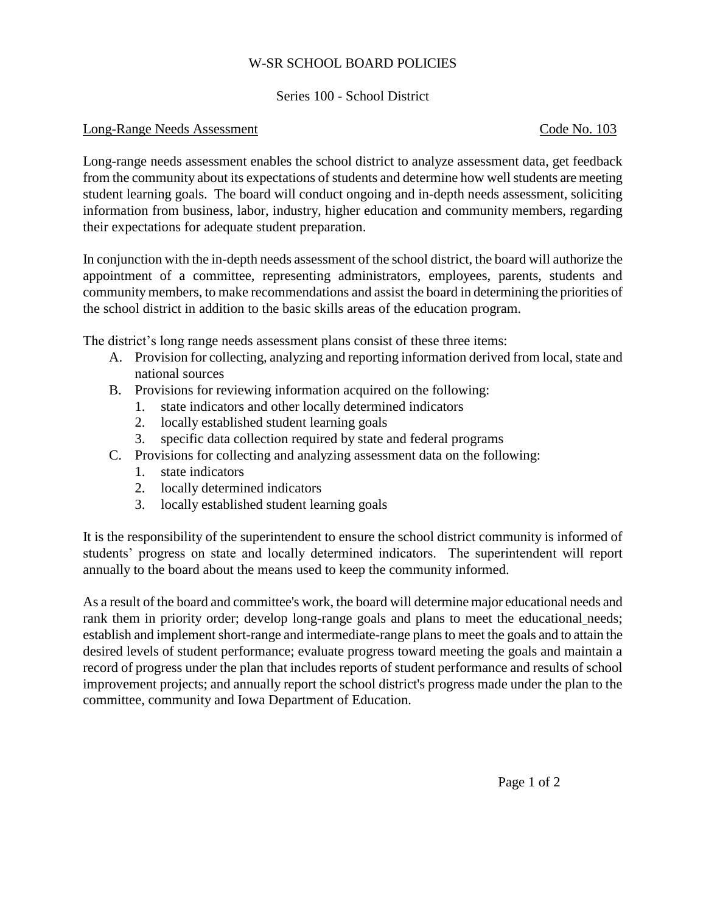W-SR SCHOOL BOARD POLICIES

Series 100 - School District

Long-Range Needs Assessment Code No. 103

Long-range needs assessment enables the school district to analyze assessment data, get feedback from the community about its expectations of students and determine how well students are meeting student learning goals. The board will conduct ongoing and in-depth needs assessment, soliciting information from business, labor, industry, higher education and community members, regarding their expectations for adequate student preparation.

In conjunction with the in-depth needs assessment of the school district, the board will authorize the appointment of a committee, representing administrators, employees, parents, students and community members, to make recommendations and assist the board in determining the priorities of the school district in addition to the basic skills areas of the education program.

The district's long range needs assessment plans consist of these three items:

A. Provision for collecting, analyzing and reporting information derived from local, state and national sources
B. Provisions for reviewing information acquired on the following:
   1. state indicators and other locally determined indicators
   2. locally established student learning goals
   3. specific data collection required by state and federal programs
C. Provisions for collecting and analyzing assessment data on the following:
   1. state indicators
   2. locally determined indicators
   3. locally established student learning goals

It is the responsibility of the superintendent to ensure the school district community is informed of students' progress on state and locally determined indicators. The superintendent will report annually to the board about the means used to keep the community informed.

As a result of the board and committee's work, the board will determine major educational needs and rank them in priority order; develop long-range goals and plans to meet the educational needs; establish and implement short-range and intermediate-range plans to meet the goals and to attain the desired levels of student performance; evaluate progress toward meeting the goals and maintain a record of progress under the plan that includes reports of student performance and results of school improvement projects; and annually report the school district's progress made under the plan to the committee, community and Iowa Department of Education.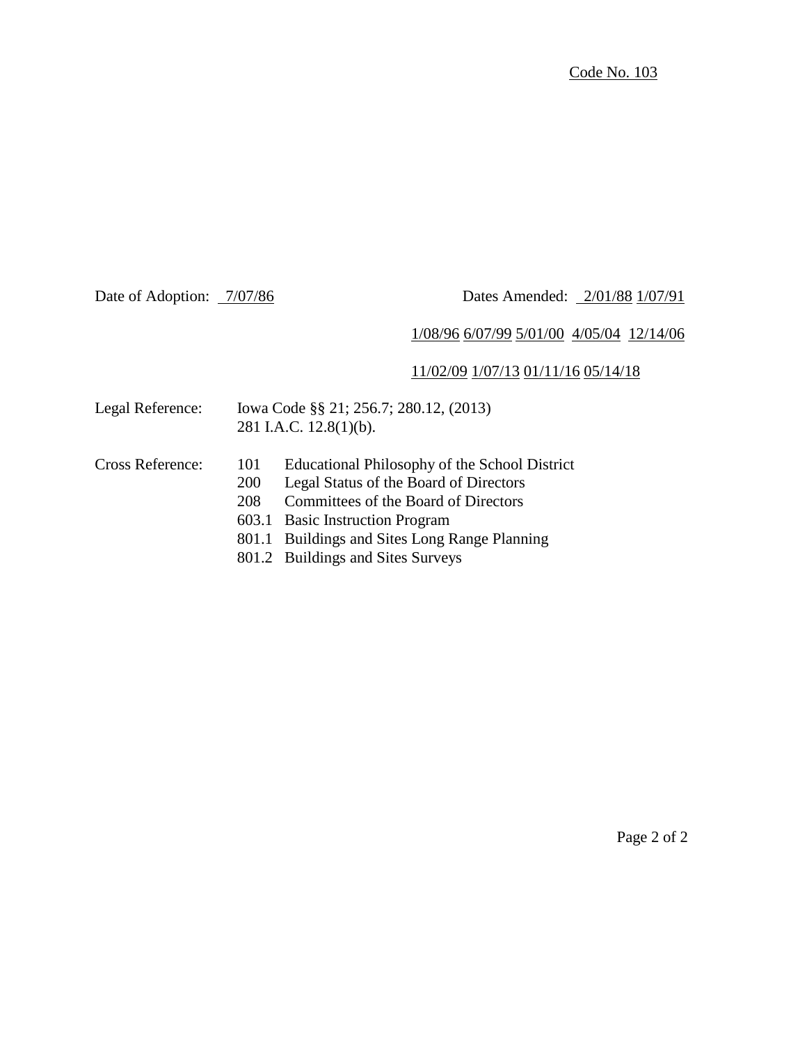Code No. 103

Date of Adoption: 7/07/86

Dates Amended: 2/01/88 1/07/91 1/08/96 6/07/99 5/01/00 4/05/04 12/14/06 11/02/09 1/07/13 01/11/16 05/14/18

Legal Reference: Iowa Code §§ 21; 256.7; 280.12, (2013)
281 I.A.C. 12.8(1)(b).

Cross Reference:
101 Educational Philosophy of the School District
200 Legal Status of the Board of Directors
208 Committees of the Board of Directors
603.1 Basic Instruction Program
801.1 Buildings and Sites Long Range Planning
801.2 Buildings and Sites Surveys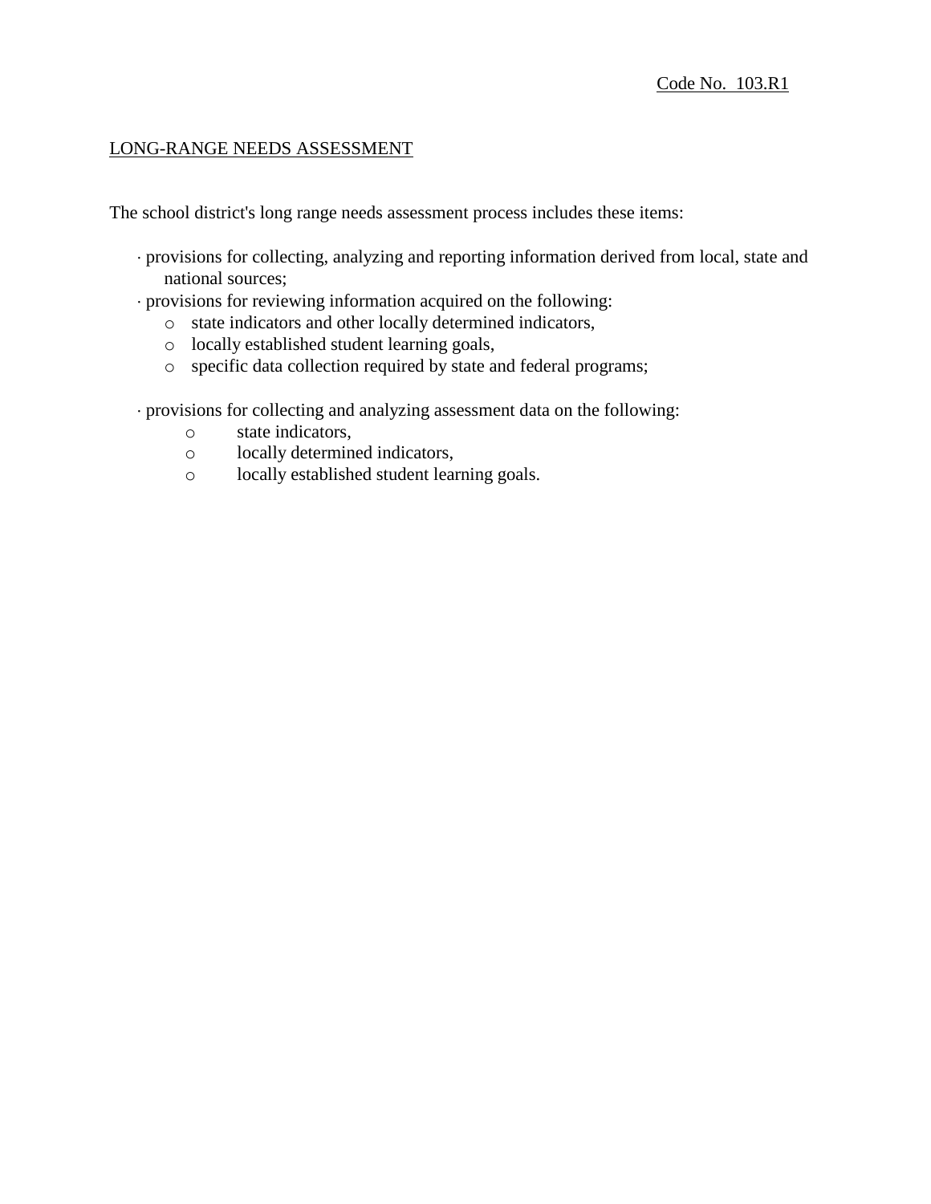Code No. 103.R1

## LONG-RANGE NEEDS ASSESSMENT

The school district's long range needs assessment process includes these items:

- provisions for collecting, analyzing and reporting information derived from local, state and national sources;
- provisions for reviewing information acquired on the following:
  - state indicators and other locally determined indicators,
  - locally established student learning goals,
  - specific data collection required by state and federal programs;

- provisions for collecting and analyzing assessment data on the following:
  - state indicators,
  - locally determined indicators,
  - locally established student learning goals.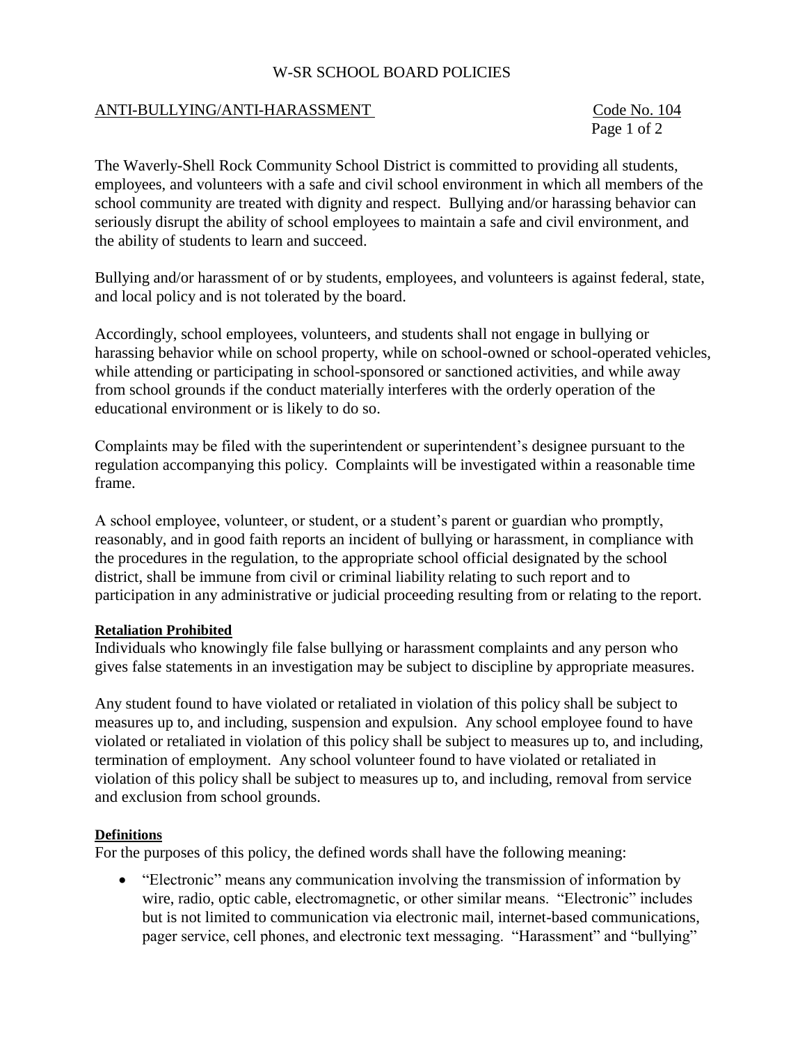W-SR SCHOOL BOARD POLICIES

ANTI-BULLYING/ANTI-HARASSMENT Code No. 104

The Waverly-Shell Rock Community School District is committed to providing all students, employees, and volunteers with a safe and civil school environment in which all members of the school community are treated with dignity and respect. Bullying and/or harassing behavior can seriously disrupt the ability of school employees to maintain a safe and civil environment, and the ability of students to learn and succeed.

Bullying and/or harassment of or by students, employees, and volunteers is against federal, state, and local policy and is not tolerated by the board.

Accordingly, school employees, volunteers, and students shall not engage in bullying or harassing behavior while on school property, while on school-owned or school-operated vehicles, while attending or participating in school-sponsored or sanctioned activities, and while away from school grounds if the conduct materially interferes with the orderly operation of the educational environment or is likely to do so.

Complaints may be filed with the superintendent or superintendent's designee pursuant to the regulation accompanying this policy. Complaints will be investigated within a reasonable time frame.

A school employee, volunteer, or student, or a student's parent or guardian who promptly, reasonably, and in good faith reports an incident of bullying or harassment, in compliance with the procedures in the regulation, to the appropriate school official designated by the school district, shall be immune from civil or criminal liability relating to such report and to participation in any administrative or judicial proceeding resulting from or relating to the report.

**Retaliation Prohibited**

Individuals who knowingly file false bullying or harassment complaints and any person who gives false statements in an investigation may be subject to discipline by appropriate measures.

Any student found to have violated or retaliated in violation of this policy shall be subject to measures up to, and including, suspension and expulsion. Any school employee found to have violated or retaliated in violation of this policy shall be subject to measures up to, and including, termination of employment. Any school volunteer found to have violated or retaliated in violation of this policy shall be subject to measures up to, and including, removal from service and exclusion from school grounds.

**Definitions**

For the purposes of this policy, the defined words shall have the following meaning:

- "Electronic" means any communication involving the transmission of information by wire, radio, optic cable, electromagnetic, or other similar means. "Electronic" includes but is not limited to communication via electronic mail, internet-based communications, pager service, cell phones, and electronic text messaging. "Harassment" and "bullying"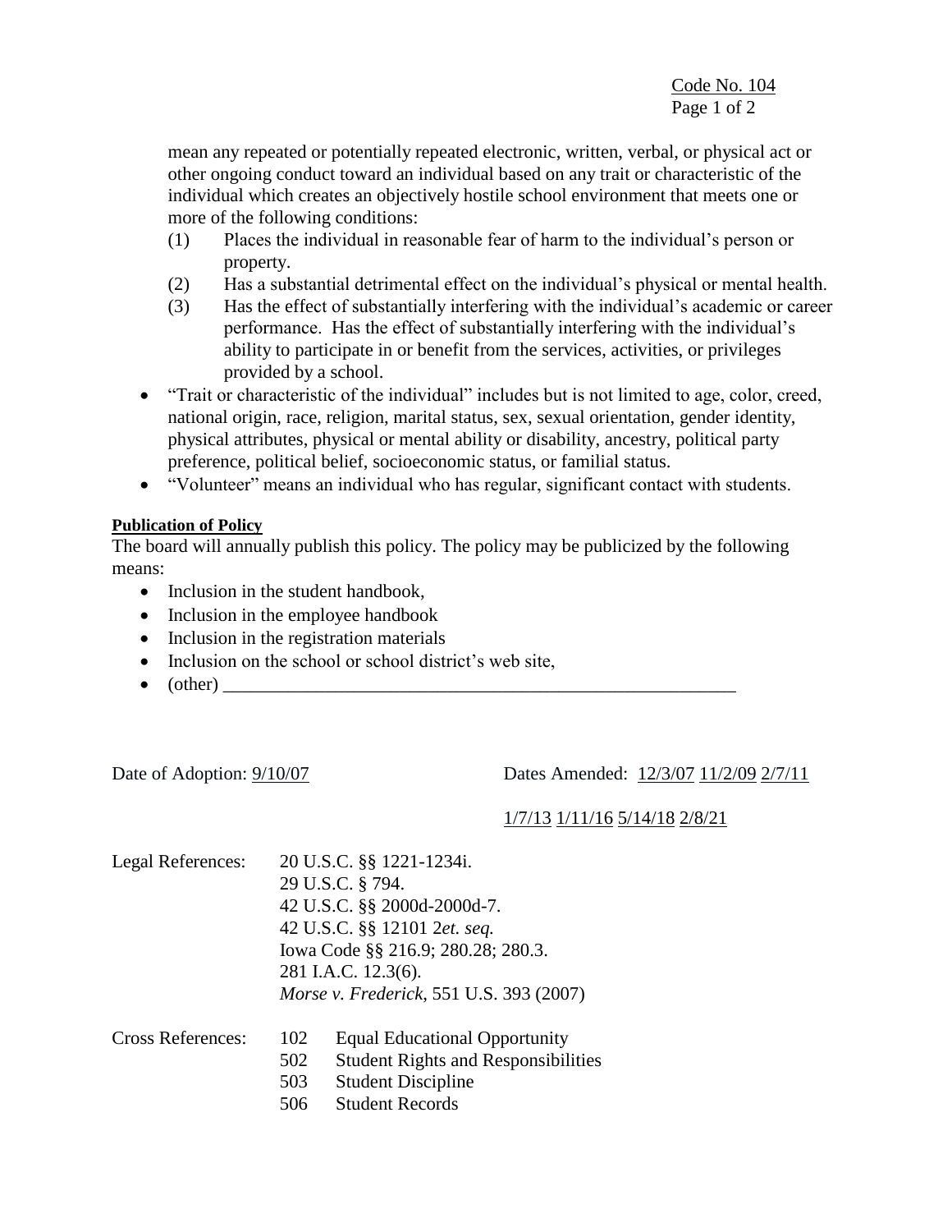mean any repeated or potentially repeated electronic, written, verbal, or physical act or other ongoing conduct toward an individual based on any trait or characteristic of the individual which creates an objectively hostile school environment that meets one or more of the following conditions:

(1) Places the individual in reasonable fear of harm to the individual's person or property.
(2) Has a substantial detrimental effect on the individual's physical or mental health.
(3) Has the effect of substantially interfering with the individual's academic or career performance. Has the effect of substantially interfering with the individual's ability to participate in or benefit from the services, activities, or privileges provided by a school.

- "Trait or characteristic of the individual" includes but is not limited to age, color, creed, national origin, race, religion, marital status, sex, sexual orientation, gender identity, physical attributes, physical or mental ability or disability, ancestry, political party preference, political belief, socioeconomic status, or familial status.
- "Volunteer" means an individual who has regular, significant contact with students.

**Publication of Policy**

The board will annually publish this policy. The policy may be publicized by the following means:

- Inclusion in the student handbook,
- Inclusion in the employee handbook
- Inclusion in the registration materials
- Inclusion on the school or school district's web site,
- (other) ________________________________________________________

Date of Adoption: 9/10/07

Dates Amended: 12/3/07 11/2/09 2/7/11 1/7/13 1/11/16 5/14/18 2/8/21

Legal References:
20 U.S.C. §§ 1221-1234i.
29 U.S.C. § 794.
42 U.S.C. §§ 2000d-2000d-7.
42 U.S.C. §§ 12101 2*et. seq.*
Iowa Code §§ 216.9; 280.28; 280.3.
281 I.A.C. 12.3(6).
*Morse v. Frederick*, 551 U.S. 393 (2007)

Cross References:
102 Equal Educational Opportunity
502 Student Rights and Responsibilities
503 Student Discipline
506 Student Records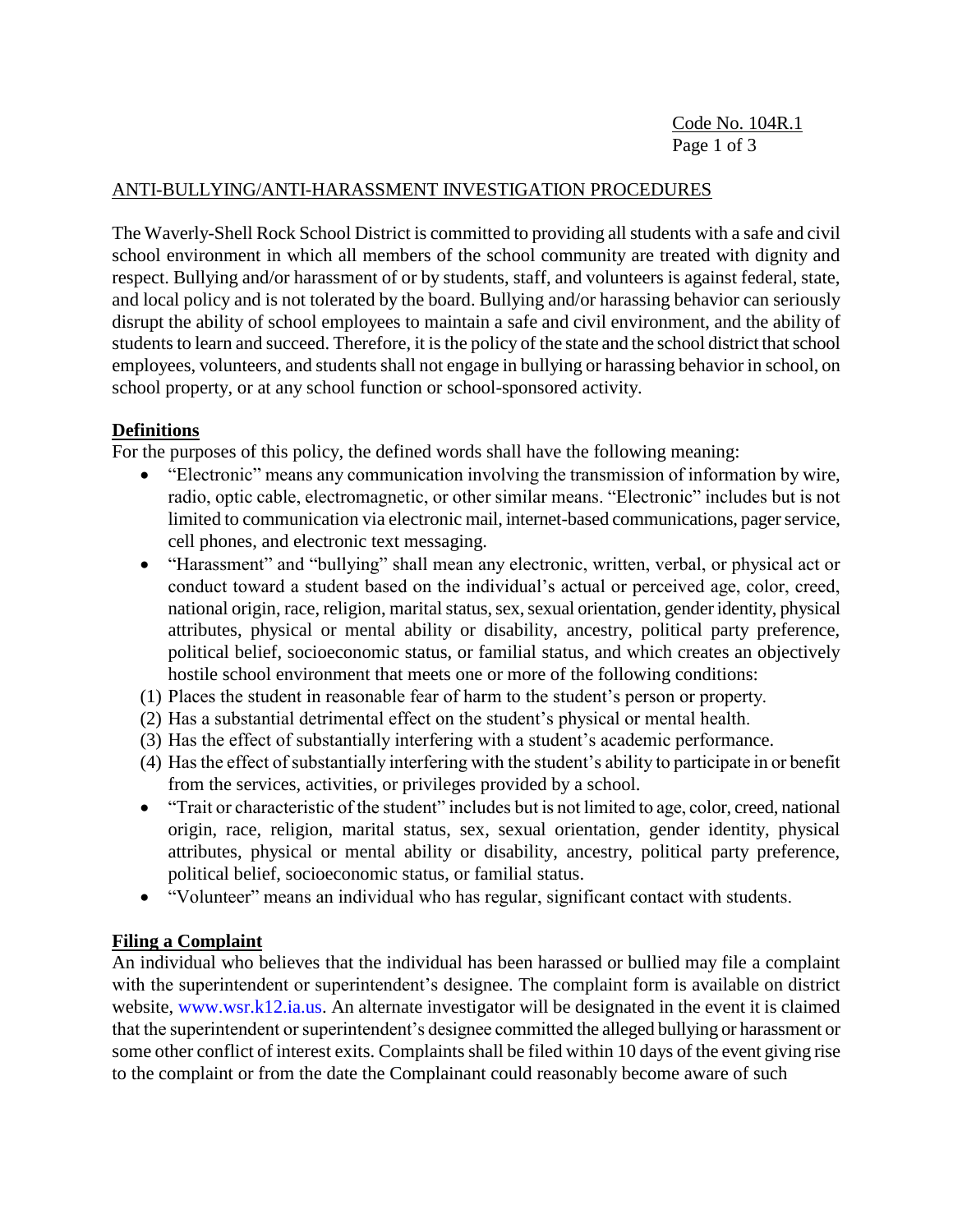Code No. 104R.1

## ANTI-BULLYING/ANTI-HARASSMENT INVESTIGATION PROCEDURES

The Waverly-Shell Rock School District is committed to providing all students with a safe and civil school environment in which all members of the school community are treated with dignity and respect. Bullying and/or harassment of or by students, staff, and volunteers is against federal, state, and local policy and is not tolerated by the board. Bullying and/or harassing behavior can seriously disrupt the ability of school employees to maintain a safe and civil environment, and the ability of students to learn and succeed. Therefore, it is the policy of the state and the school district that school employees, volunteers, and students shall not engage in bullying or harassing behavior in school, on school property, or at any school function or school-sponsored activity.

**Definitions**

For the purposes of this policy, the defined words shall have the following meaning:

- "Electronic" means any communication involving the transmission of information by wire, radio, optic cable, electromagnetic, or other similar means. "Electronic" includes but is not limited to communication via electronic mail, internet-based communications, pager service, cell phones, and electronic text messaging.
- "Harassment" and "bullying" shall mean any electronic, written, verbal, or physical act or conduct toward a student based on the individual's actual or perceived age, color, creed, national origin, race, religion, marital status, sex, sexual orientation, gender identity, physical attributes, physical or mental ability or disability, ancestry, political party preference, political belief, socioeconomic status, or familial status, and which creates an objectively hostile school environment that meets one or more of the following conditions:

(1) Places the student in reasonable fear of harm to the student's person or property.
(2) Has a substantial detrimental effect on the student's physical or mental health.
(3) Has the effect of substantially interfering with a student's academic performance.
(4) Has the effect of substantially interfering with the student's ability to participate in or benefit from the services, activities, or privileges provided by a school.

- "Trait or characteristic of the student" includes but is not limited to age, color, creed, national origin, race, religion, marital status, sex, sexual orientation, gender identity, physical attributes, physical or mental ability or disability, ancestry, political party preference, political belief, socioeconomic status, or familial status.
- "Volunteer" means an individual who has regular, significant contact with students.

**Filing a Complaint**

An individual who believes that the individual has been harassed or bullied may file a complaint with the superintendent or superintendent's designee. The complaint form is available on district website, www.wsr.k12.ia.us. An alternate investigator will be designated in the event it is claimed that the superintendent or superintendent's designee committed the alleged bullying or harassment or some other conflict of interest exits. Complaints shall be filed within 10 days of the event giving rise to the complaint or from the date the Complainant could reasonably become aware of such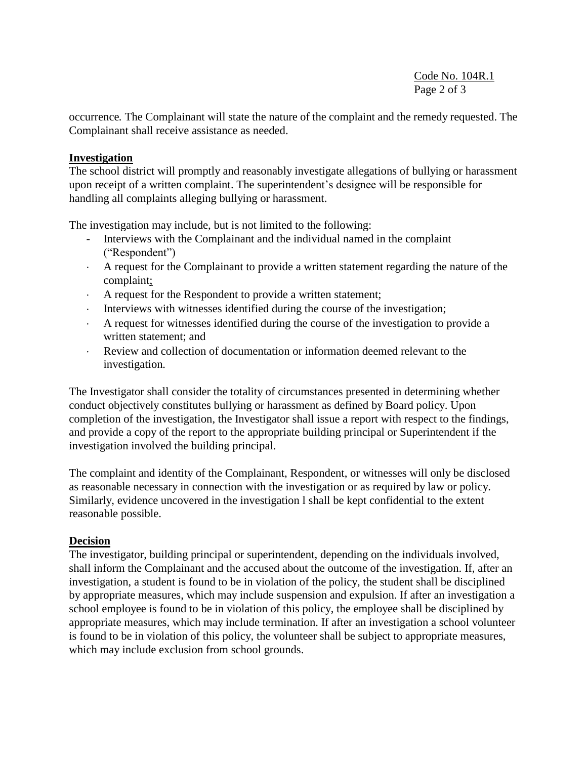occurrence. The Complainant will state the nature of the complaint and the remedy requested. The Complainant shall receive assistance as needed.

**Investigation**

The school district will promptly and reasonably investigate allegations of bullying or harassment upon receipt of a written complaint. The superintendent's designee will be responsible for handling all complaints alleging bullying or harassment.

The investigation may include, but is not limited to the following:

- Interviews with the Complainant and the individual named in the complaint ("Respondent")
- A request for the Complainant to provide a written statement regarding the nature of the complaint;
- A request for the Respondent to provide a written statement;
- Interviews with witnesses identified during the course of the investigation;
- A request for witnesses identified during the course of the investigation to provide a written statement; and
- Review and collection of documentation or information deemed relevant to the investigation.

The Investigator shall consider the totality of circumstances presented in determining whether conduct objectively constitutes bullying or harassment as defined by Board policy. Upon completion of the investigation, the Investigator shall issue a report with respect to the findings, and provide a copy of the report to the appropriate building principal or Superintendent if the investigation involved the building principal.

The complaint and identity of the Complainant, Respondent, or witnesses will only be disclosed as reasonable necessary in connection with the investigation or as required by law or policy. Similarly, evidence uncovered in the investigation l shall be kept confidential to the extent reasonable possible.

**Decision**

The investigator, building principal or superintendent, depending on the individuals involved, shall inform the Complainant and the accused about the outcome of the investigation. If, after an investigation, a student is found to be in violation of the policy, the student shall be disciplined by appropriate measures, which may include suspension and expulsion. If after an investigation a school employee is found to be in violation of this policy, the employee shall be disciplined by appropriate measures, which may include termination. If after an investigation a school volunteer is found to be in violation of this policy, the volunteer shall be subject to appropriate measures, which may include exclusion from school grounds.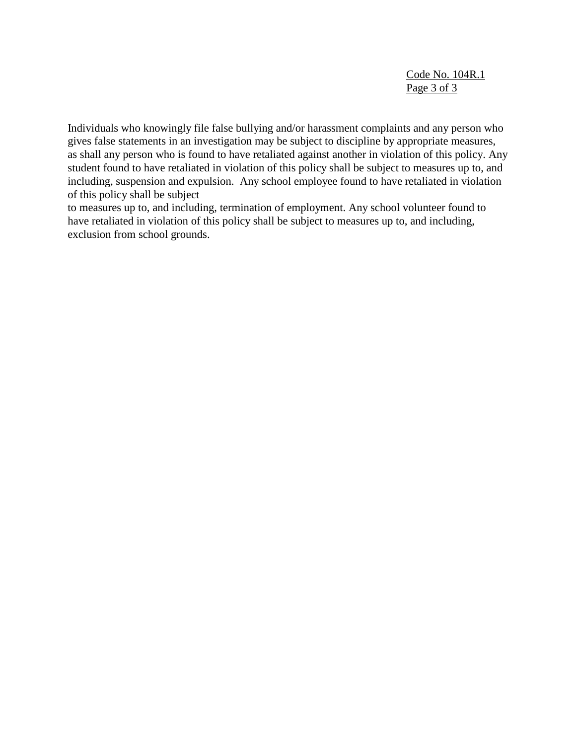Individuals who knowingly file false bullying and/or harassment complaints and any person who gives false statements in an investigation may be subject to discipline by appropriate measures, as shall any person who is found to have retaliated against another in violation of this policy. Any student found to have retaliated in violation of this policy shall be subject to measures up to, and including, suspension and expulsion. Any school employee found to have retaliated in violation of this policy shall be subject to measures up to, and including, termination of employment. Any school volunteer found to have retaliated in violation of this policy shall be subject to measures up to, and including, exclusion from school grounds.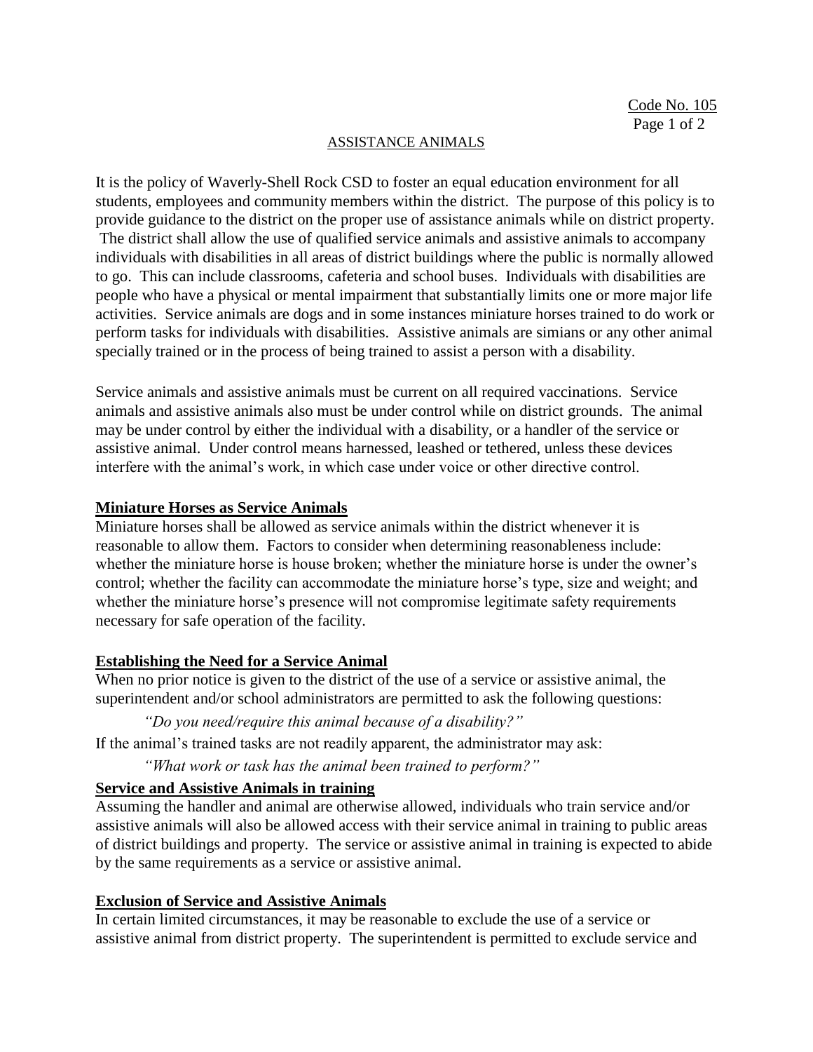Code No. 105

# ASSISTANCE ANIMALS

It is the policy of Waverly-Shell Rock CSD to foster an equal education environment for all students, employees and community members within the district. The purpose of this policy is to provide guidance to the district on the proper use of assistance animals while on district property. The district shall allow the use of qualified service animals and assistive animals to accompany individuals with disabilities in all areas of district buildings where the public is normally allowed to go. This can include classrooms, cafeteria and school buses. Individuals with disabilities are people who have a physical or mental impairment that substantially limits one or more major life activities. Service animals are dogs and in some instances miniature horses trained to do work or perform tasks for individuals with disabilities. Assistive animals are simians or any other animal specially trained or in the process of being trained to assist a person with a disability.

Service animals and assistive animals must be current on all required vaccinations. Service animals and assistive animals also must be under control while on district grounds. The animal may be under control by either the individual with a disability, or a handler of the service or assistive animal. Under control means harnessed, leashed or tethered, unless these devices interfere with the animal's work, in which case under voice or other directive control.

## Miniature Horses as Service Animals

Miniature horses shall be allowed as service animals within the district whenever it is reasonable to allow them. Factors to consider when determining reasonableness include: whether the miniature horse is house broken; whether the miniature horse is under the owner's control; whether the facility can accommodate the miniature horse's type, size and weight; and whether the miniature horse's presence will not compromise legitimate safety requirements necessary for safe operation of the facility.

## Establishing the Need for a Service Animal

When no prior notice is given to the district of the use of a service or assistive animal, the superintendent and/or school administrators are permitted to ask the following questions:

*"Do you need/require this animal because of a disability?"*

If the animal's trained tasks are not readily apparent, the administrator may ask:

*"What work or task has the animal been trained to perform?"*

## Service and Assistive Animals in training

Assuming the handler and animal are otherwise allowed, individuals who train service and/or assistive animals will also be allowed access with their service animal in training to public areas of district buildings and property. The service or assistive animal in training is expected to abide by the same requirements as a service or assistive animal.

## Exclusion of Service and Assistive Animals

In certain limited circumstances, it may be reasonable to exclude the use of a service or assistive animal from district property. The superintendent is permitted to exclude service and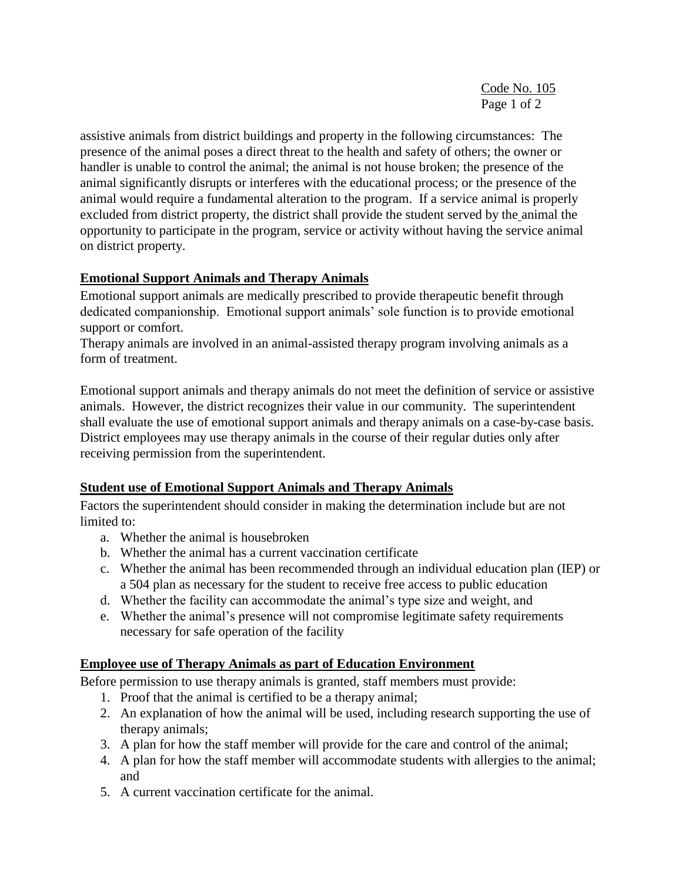assistive animals from district buildings and property in the following circumstances: The presence of the animal poses a direct threat to the health and safety of others; the owner or handler is unable to control the animal; the animal is not house broken; the presence of the animal significantly disrupts or interferes with the educational process; or the presence of the animal would require a fundamental alteration to the program. If a service animal is properly excluded from district property, the district shall provide the student served by the animal the opportunity to participate in the program, service or activity without having the service animal on district property.

## Emotional Support Animals and Therapy Animals

Emotional support animals are medically prescribed to provide therapeutic benefit through dedicated companionship. Emotional support animals' sole function is to provide emotional support or comfort.
Therapy animals are involved in an animal-assisted therapy program involving animals as a form of treatment.

Emotional support animals and therapy animals do not meet the definition of service or assistive animals. However, the district recognizes their value in our community. The superintendent shall evaluate the use of emotional support animals and therapy animals on a case-by-case basis. District employees may use therapy animals in the course of their regular duties only after receiving permission from the superintendent.

## Student use of Emotional Support Animals and Therapy Animals

Factors the superintendent should consider in making the determination include but are not limited to:

a. Whether the animal is housebroken
b. Whether the animal has a current vaccination certificate
c. Whether the animal has been recommended through an individual education plan (IEP) or a 504 plan as necessary for the student to receive free access to public education
d. Whether the facility can accommodate the animal's type size and weight, and
e. Whether the animal's presence will not compromise legitimate safety requirements necessary for safe operation of the facility

## Employee use of Therapy Animals as part of Education Environment

Before permission to use therapy animals is granted, staff members must provide:

1. Proof that the animal is certified to be a therapy animal;
2. An explanation of how the animal will be used, including research supporting the use of therapy animals;
3. A plan for how the staff member will provide for the care and control of the animal;
4. A plan for how the staff member will accommodate students with allergies to the animal; and
5. A current vaccination certificate for the animal.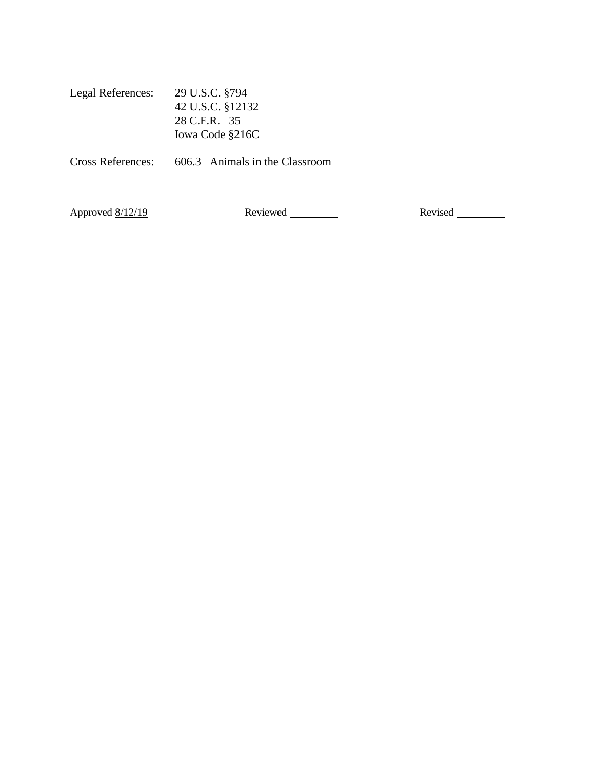Legal References: 29 U.S.C. §794
42 U.S.C. §12132
28 C.F.R. 35
Iowa Code §216C

Cross References: 606.3 Animals in the Classroom

Approved 8/12/19 Reviewed \_\_\_\_\_\_\_\_\_ Revised \_\_\_\_\_\_\_\_\_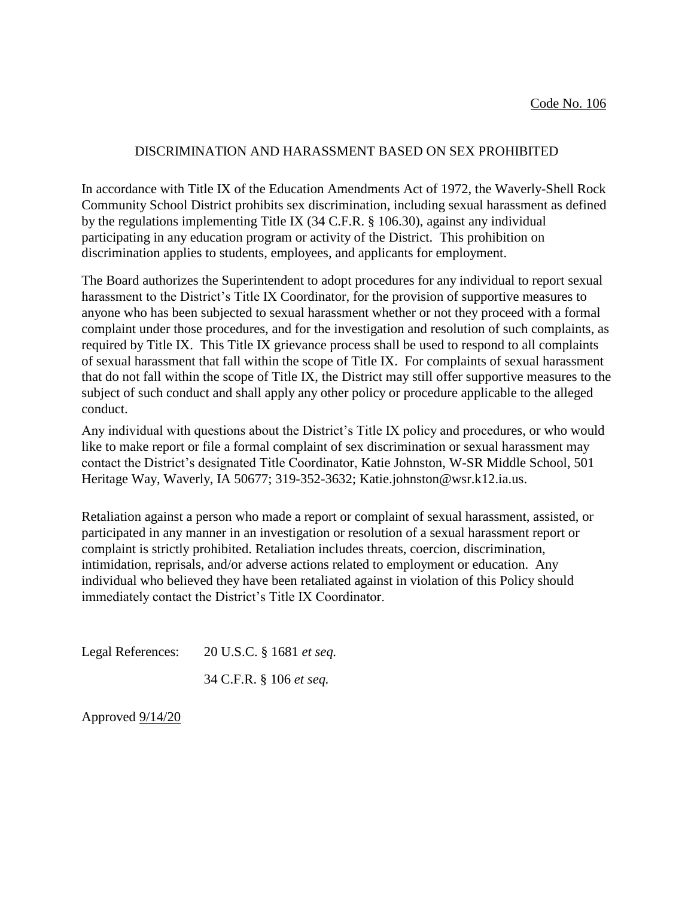<u>Code No. 106</u>

# DISCRIMINATION AND HARASSMENT BASED ON SEX PROHIBITED

In accordance with Title IX of the Education Amendments Act of 1972, the Waverly-Shell Rock Community School District prohibits sex discrimination, including sexual harassment as defined by the regulations implementing Title IX (34 C.F.R. § 106.30), against any individual participating in any education program or activity of the District. This prohibition on discrimination applies to students, employees, and applicants for employment.

The Board authorizes the Superintendent to adopt procedures for any individual to report sexual harassment to the District's Title IX Coordinator, for the provision of supportive measures to anyone who has been subjected to sexual harassment whether or not they proceed with a formal complaint under those procedures, and for the investigation and resolution of such complaints, as required by Title IX. This Title IX grievance process shall be used to respond to all complaints of sexual harassment that fall within the scope of Title IX. For complaints of sexual harassment that do not fall within the scope of Title IX, the District may still offer supportive measures to the subject of such conduct and shall apply any other policy or procedure applicable to the alleged conduct.

Any individual with questions about the District's Title IX policy and procedures, or who would like to make report or file a formal complaint of sex discrimination or sexual harassment may contact the District's designated Title Coordinator, Katie Johnston, W-SR Middle School, 501 Heritage Way, Waverly, IA 50677; 319-352-3632; Katie.johnston@wsr.k12.ia.us.

Retaliation against a person who made a report or complaint of sexual harassment, assisted, or participated in any manner in an investigation or resolution of a sexual harassment report or complaint is strictly prohibited. Retaliation includes threats, coercion, discrimination, intimidation, reprisals, and/or adverse actions related to employment or education. Any individual who believed they have been retaliated against in violation of this Policy should immediately contact the District's Title IX Coordinator.

Legal References: 20 U.S.C. § 1681 *et seq.*

34 C.F.R. § 106 *et seq.*

Approved <u>9/14/20</u>